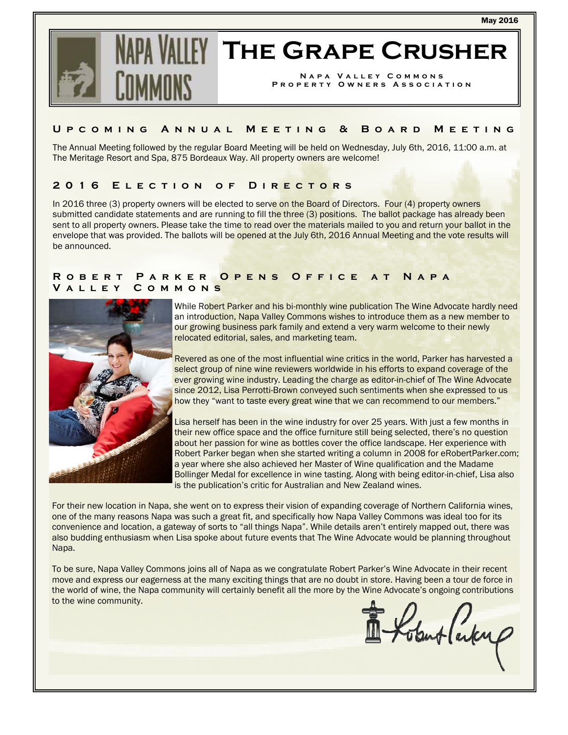May 2016

# The Grape Crusher

Napa Valley Commons Property Owners Association

## Upcoming Annual Meeting & Board Meeting

The Annual Meeting followed by the regular Board Meeting will be held on Wednesday, July 6th, 2016, 11:00 a.m. at The Meritage Resort and Spa, 875 Bordeaux Way. All property owners are welcome!

## 2016 Election of Directors

In 2016 three (3) property owners will be elected to serve on the Board of Directors. Four (4) property owners submitted candidate statements and are running to fill the three (3) positions. The ballot package has already been sent to all property owners. Please take the time to read over the materials mailed to you and return your ballot in the envelope that was provided. The ballots will be opened at the July 6th, 2016 Annual Meeting and the vote results will be announced.

## Robert Parker Opens Office at Napa Valley Commons

While Robert Parker and his bi-monthly wine publication The Wine Advocate hardly need an introduction, Napa Valley Commons wishes to introduce them as a new member to our growing business park family and extend a very warm welcome to their newly relocated editorial, sales, and marketing team.

Revered as one of the most influential wine critics in the world, Parker has harvested a select group of nine wine reviewers worldwide in his efforts to expand coverage of the ever growing wine industry. Leading the charge as editor-in-chief of The Wine Advocate since 2012, Lisa Perrotti-Brown conveyed such sentiments when she expressed to us how they "want to taste every great wine that we can recommend to our members."

Lisa herself has been in the wine industry for over 25 years. With just a few months in their new office space and the office furniture still being selected, there's no question about her passion for wine as bottles cover the office landscape. Her experience with Robert Parker began when she started writing a column in 2008 for eRobertParker.com; a year where she also achieved her Master of Wine qualification and the Madame Bollinger Medal for excellence in wine tasting. Along with being editor-in-chief, Lisa also is the publication's critic for Australian and New Zealand wines.

For their new location in Napa, she went on to express their vision of expanding coverage of Northern California wines, one of the many reasons Napa was such a great fit, and specifically how Napa Valley Commons was ideal too for its convenience and location, a gateway of sorts to "all things Napa". While details aren't entirely mapped out, there was also budding enthusiasm when Lisa spoke about future events that The Wine Advocate would be planning throughout Napa.

To be sure, Napa Valley Commons joins all of Napa as we congratulate Robert Parker's Wine Advocate in their recent move and express our eagerness at the many exciting things that are no doubt in store. Having been a tour de force in the world of wine, the Napa community will certainly benefit all the more by the Wine Advocate's ongoing contributions to the wine community.

Robert Parker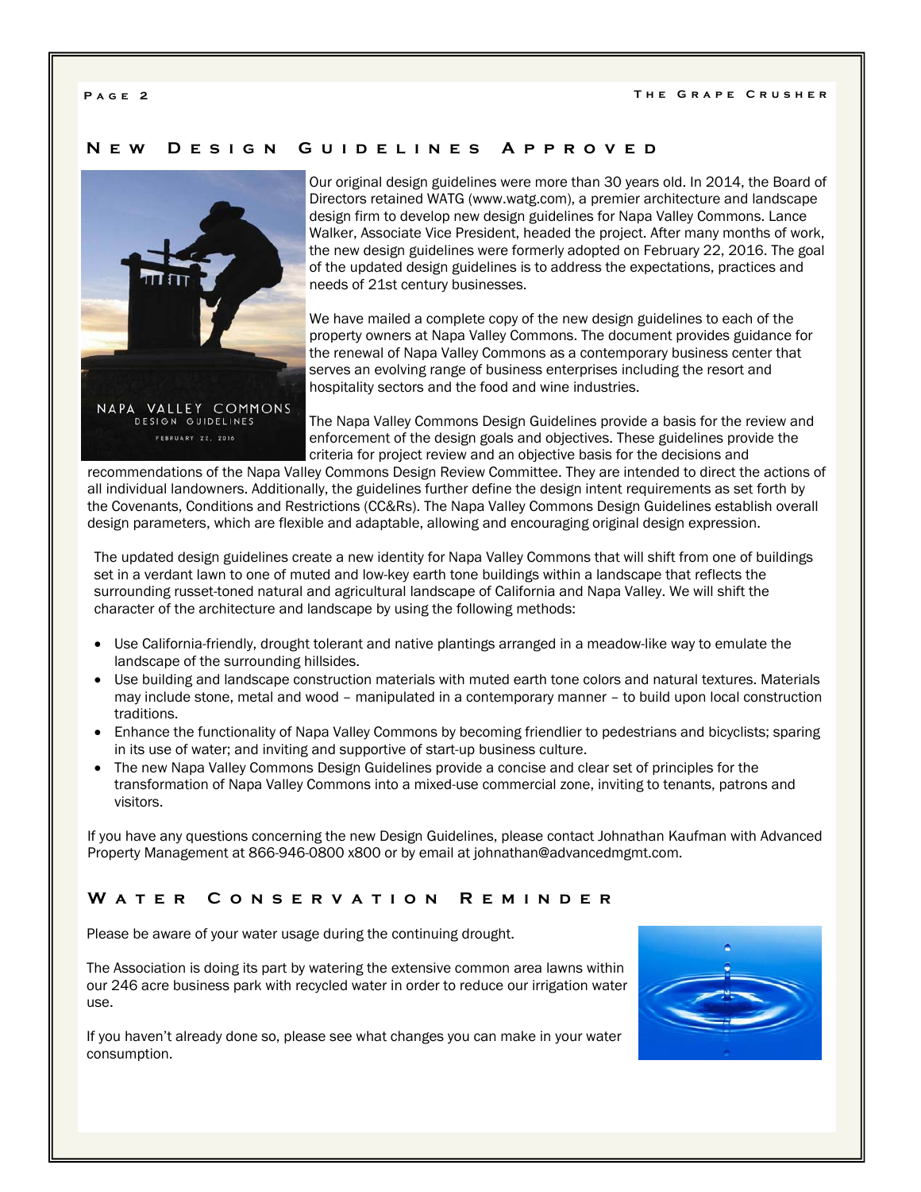## New Design Guidelines Approved

Our original design guidelines were more than 30 years old. In 2014, the Board of Directors retained WATG (www.watg.com), a premier architecture and landscape design firm to develop new design guidelines for Napa Valley Commons. Lance Walker, Associate Vice President, headed the project. After many months of work, the new design guidelines were formerly adopted on February 22, 2016. The goal of the updated design guidelines is to address the expectations, practices and needs of 21st century businesses.

We have mailed a complete copy of the new design guidelines to each of the property owners at Napa Valley Commons. The document provides guidance for the renewal of Napa Valley Commons as a contemporary business center that serves an evolving range of business enterprises including the resort and hospitality sectors and the food and wine industries.

The Napa Valley Commons Design Guidelines provide a basis for the review and enforcement of the design goals and objectives. These guidelines provide the criteria for project review and an objective basis for the decisions and recommendations of the Napa Valley Commons Design Review Committee. They are intended to direct the actions of all individual landowners. Additionally, the guidelines further define the design intent requirements as set forth by the Covenants, Conditions and Restrictions (CC&Rs). The Napa Valley Commons Design Guidelines establish overall design parameters, which are flexible and adaptable, allowing and encouraging original design expression.

The updated design guidelines create a new identity for Napa Valley Commons that will shift from one of buildings set in a verdant lawn to one of muted and low-key earth tone buildings within a landscape that reflects the surrounding russet-toned natural and agricultural landscape of California and Napa Valley. We will shift the character of the architecture and landscape by using the following methods:

- Use California-friendly, drought tolerant and native plantings arranged in a meadow-like way to emulate the landscape of the surrounding hillsides.
- Use building and landscape construction materials with muted earth tone colors and natural textures. Materials may include stone, metal and wood – manipulated in a contemporary manner – to build upon local construction traditions.
- Enhance the functionality of Napa Valley Commons by becoming friendlier to pedestrians and bicyclists; sparing in its use of water; and inviting and supportive of start-up business culture.
- The new Napa Valley Commons Design Guidelines provide a concise and clear set of principles for the transformation of Napa Valley Commons into a mixed-use commercial zone, inviting to tenants, patrons and visitors.

If you have any questions concerning the new Design Guidelines, please contact Johnathan Kaufman with Advanced Property Management at 866-946-0800 x800 or by email at johnathan@advancedmgmt.com.

## Water Conservation Reminder

Please be aware of your water usage during the continuing drought.

The Association is doing its part by watering the extensive common area lawns within our 246 acre business park with recycled water in order to reduce our irrigation water use.

If you haven't already done so, please see what changes you can make in your water consumption.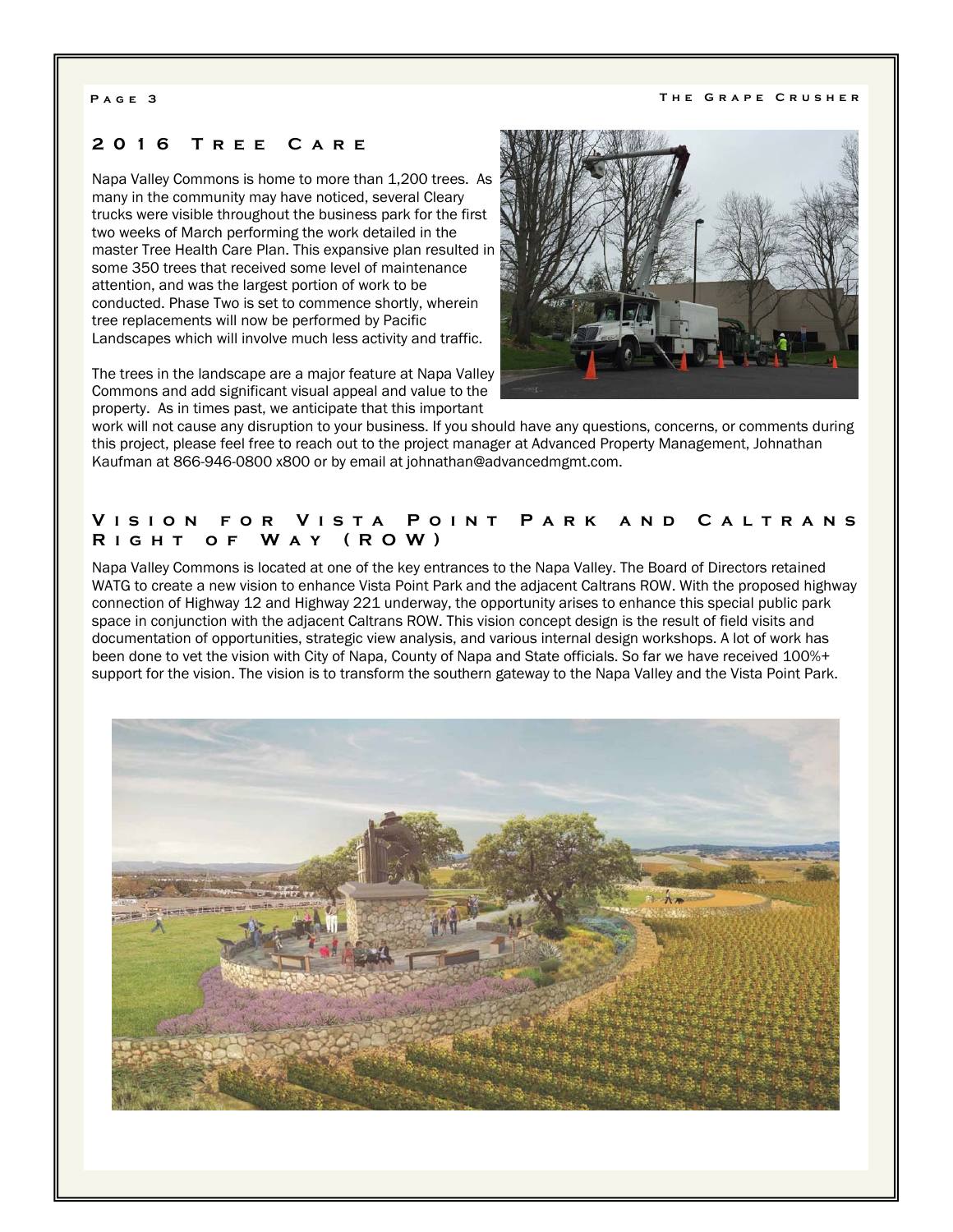## 2016 Tree Care

Napa Valley Commons is home to more than 1,200 trees. As many in the community may have noticed, several Cleary trucks were visible throughout the business park for the first two weeks of March performing the work detailed in the master Tree Health Care Plan. This expansive plan resulted in some 350 trees that received some level of maintenance attention, and was the largest portion of work to be conducted. Phase Two is set to commence shortly, wherein tree replacements will now be performed by Pacific Landscapes which will involve much less activity and traffic.

The trees in the landscape are a major feature at Napa Valley Commons and add significant visual appeal and value to the property. As in times past, we anticipate that this important work will not cause any disruption to your business. If you should have any questions, concerns, or comments during this project, please feel free to reach out to the project manager at Advanced Property Management, Johnathan Kaufman at 866-946-0800 x800 or by email at johnathan@advancedmgmt.com.

## Vision for Vista Point Park and Caltrans Right of Way (ROW)

Napa Valley Commons is located at one of the key entrances to the Napa Valley. The Board of Directors retained WATG to create a new vision to enhance Vista Point Park and the adjacent Caltrans ROW. With the proposed highway connection of Highway 12 and Highway 221 underway, the opportunity arises to enhance this special public park space in conjunction with the adjacent Caltrans ROW. This vision concept design is the result of field visits and documentation of opportunities, strategic view analysis, and various internal design workshops. A lot of work has been done to vet the vision with City of Napa, County of Napa and State officials. So far we have received 100%+ support for the vision. The vision is to transform the southern gateway to the Napa Valley and the Vista Point Park.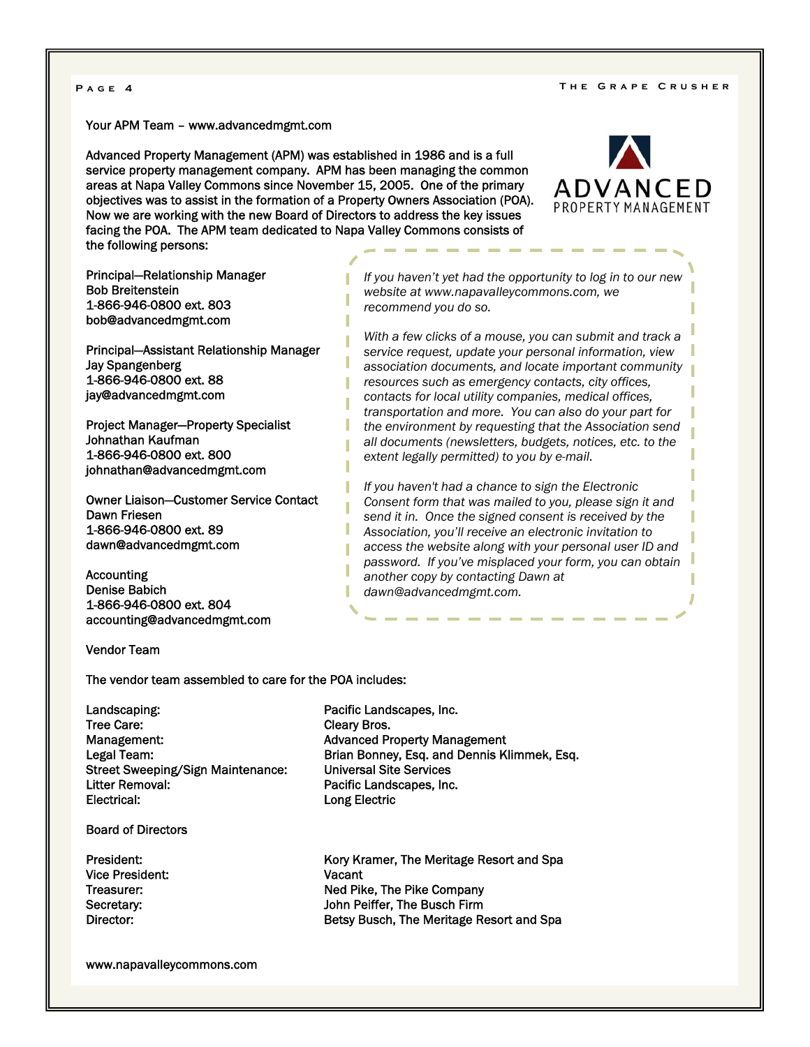## Your APM Team – www.advancedmgmt.com

Advanced Property Management (APM) was established in 1986 and is a full service property management company. APM has been managing the common areas at Napa Valley Commons since November 15, 2005. One of the primary objectives was to assist in the formation of a Property Owners Association (POA). Now we are working with the new Board of Directors to address the key issues facing the POA. The APM team dedicated to Napa Valley Commons consists of the following persons:

ADVANCED
PROPERTY MANAGEMENT

Principal—Relationship Manager
Bob Breitenstein
1-866-946-0800 ext. 803
bob@advancedmgmt.com

Principal—Assistant Relationship Manager
Jay Spangenberg
1-866-946-0800 ext. 88
jay@advancedmgmt.com

Project Manager—Property Specialist
Johnathan Kaufman
1-866-946-0800 ext. 800
johnathan@advancedmgmt.com

Owner Liaison—Customer Service Contact
Dawn Friesen
1-866-946-0800 ext. 89
dawn@advancedmgmt.com

Accounting
Denise Babich
1-866-946-0800 ext. 804
accounting@advancedmgmt.com

*If you haven't yet had the opportunity to log in to our new website at www.napavalleycommons.com, we recommend you do so.*

*With a few clicks of a mouse, you can submit and track a service request, update your personal information, view association documents, and locate important community resources such as emergency contacts, city offices, contacts for local utility companies, medical offices, transportation and more. You can also do your part for the environment by requesting that the Association send all documents (newsletters, budgets, notices, etc. to the extent legally permitted) to you by e-mail.*

*If you haven't had a chance to sign the Electronic Consent form that was mailed to you, please sign it and send it in. Once the signed consent is received by the Association, you'll receive an electronic invitation to access the website along with your personal user ID and password. If you've misplaced your form, you can obtain another copy by contacting Dawn at dawn@advancedmgmt.com.*

## Vendor Team

The vendor team assembled to care for the POA includes:

| | |
|---|---|
| Landscaping: | Pacific Landscapes, Inc. |
| Tree Care: | Cleary Bros. |
| Management: | Advanced Property Management |
| Legal Team: | Brian Bonney, Esq. and Dennis Klimmek, Esq. |
| Street Sweeping/Sign Maintenance: | Universal Site Services |
| Litter Removal: | Pacific Landscapes, Inc. |
| Electrical: | Long Electric |

## Board of Directors

| | |
|---|---|
| President: | Kory Kramer, The Meritage Resort and Spa |
| Vice President: | Vacant |
| Treasurer: | Ned Pike, The Pike Company |
| Secretary: | John Peiffer, The Busch Firm |
| Director: | Betsy Busch, The Meritage Resort and Spa |

www.napavalleycommons.com